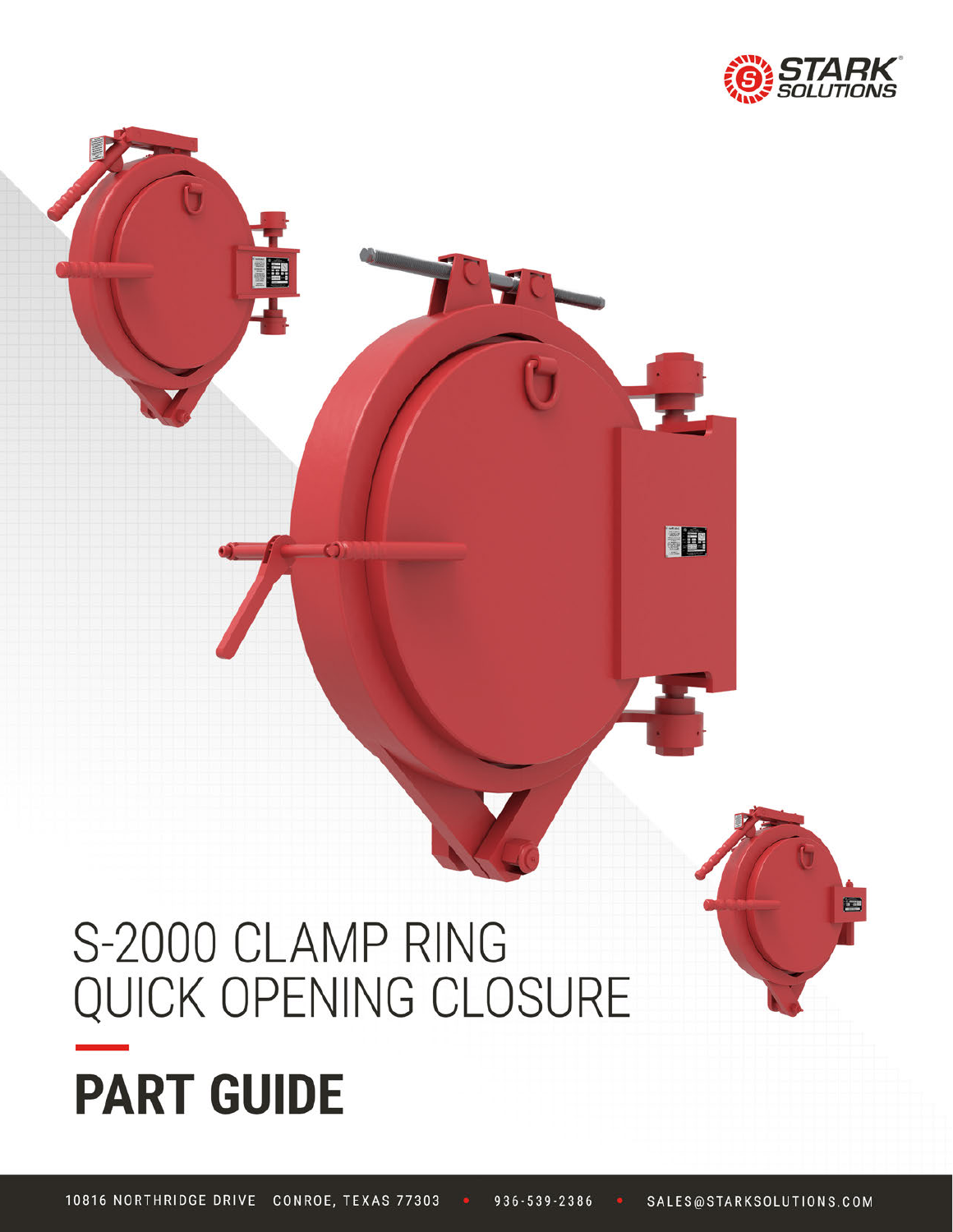STARK SOLUTIONS

# S-2000 CLAMP RING QUICK OPENING CLOSURE

# PART GUIDE

10816 NORTHRIDGE DRIVE CONROE, TEXAS 77303 • 936-539-2386 • SALES@STARKSOLUTIONS.COM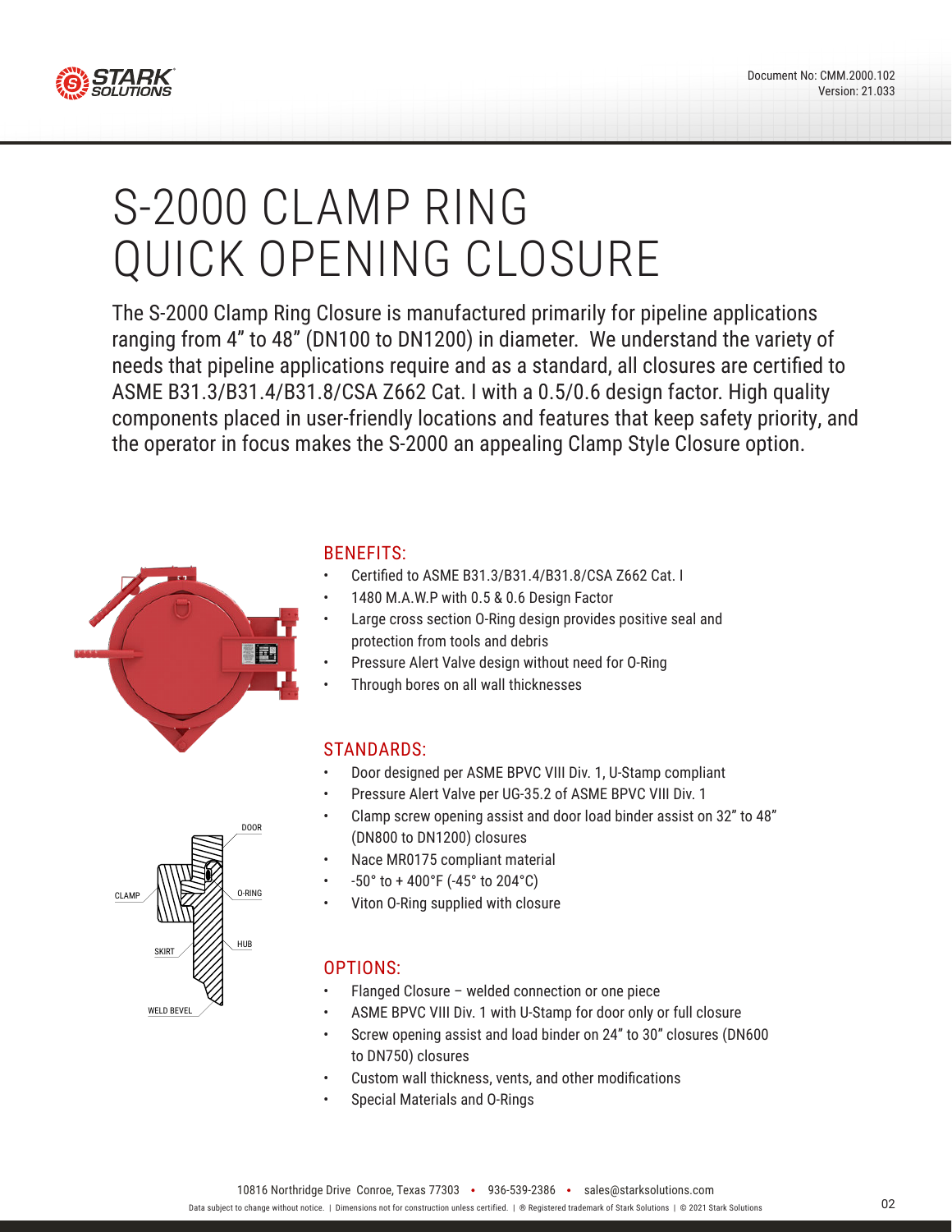# S-2000 CLAMP RING QUICK OPENING CLOSURE

The S-2000 Clamp Ring Closure is manufactured primarily for pipeline applications ranging from 4” to 48” (DN100 to DN1200) in diameter. We understand the variety of needs that pipeline applications require and as a standard, all closures are certified to ASME B31.3/B31.4/B31.8/CSA Z662 Cat. I with a 0.5/0.6 design factor. High quality components placed in user-friendly locations and features that keep safety priority, and the operator in focus makes the S-2000 an appealing Clamp Style Closure option.

DOOR
CLAMP
O-RING
HUB
SKIRT
WELD BEVEL

## BENEFITS:

- Certified to ASME B31.3/B31.4/B31.8/CSA Z662 Cat. I
- 1480 M.A.W.P with 0.5 & 0.6 Design Factor
- Large cross section O-Ring design provides positive seal and protection from tools and debris
- Pressure Alert Valve design without need for O-Ring
- Through bores on all wall thicknesses

## STANDARDS:

- Door designed per ASME BPVC VIII Div. 1, U-Stamp compliant
- Pressure Alert Valve per UG-35.2 of ASME BPVC VIII Div. 1
- Clamp screw opening assist and door load binder assist on 32” to 48” (DN800 to DN1200) closures
- Nace MR0175 compliant material
- -50° to + 400°F (-45° to 204°C)
- Viton O-Ring supplied with closure

## OPTIONS:

- Flanged Closure – welded connection or one piece
- ASME BPVC VIII Div. 1 with U-Stamp for door only or full closure
- Screw opening assist and load binder on 24” to 30” closures (DN600 to DN750) closures
- Custom wall thickness, vents, and other modifications
- Special Materials and O-Rings

10816 Northridge Drive Conroe, Texas 77303 • 936-539-2386 • sales@starksolutions.com

Data subject to change without notice. | Dimensions not for construction unless certified. | ® Registered trademark of Stark Solutions | © 2021 Stark Solutions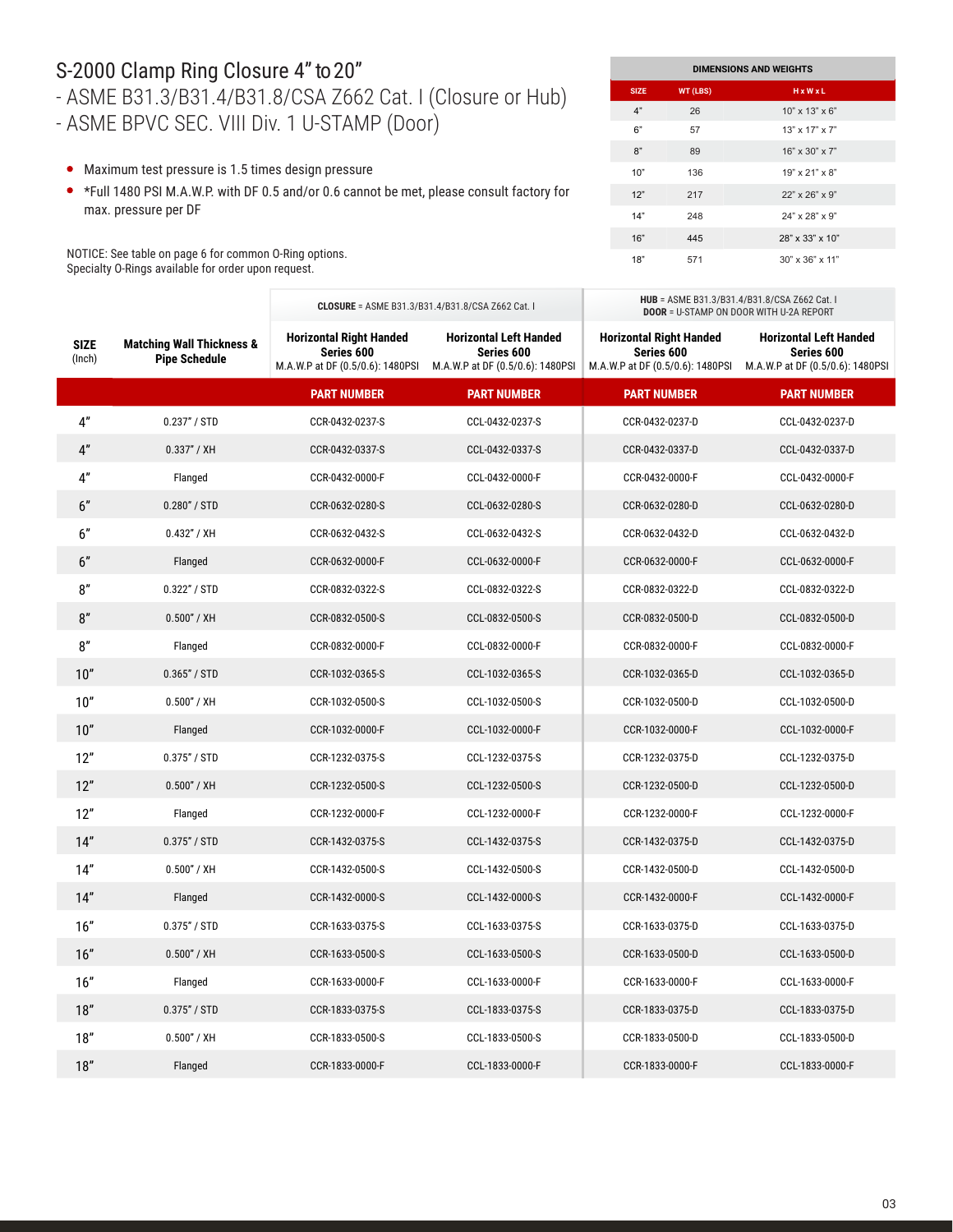# S-2000 Clamp Ring Closure 4" to 20"

- ASME B31.3/B31.4/B31.8/CSA Z662 Cat. I (Closure or Hub)
- ASME BPVC SEC. VIII Div. 1 U-STAMP (Door)

- Maximum test pressure is 1.5 times design pressure
- *Full 1480 PSI M.A.W.P. with DF 0.5 and/or 0.6 cannot be met, please consult factory for max. pressure per DF

NOTICE: See table on page 6 for common O-Ring options.
Specialty O-Rings available for order upon request.

| DIMENSIONS AND WEIGHTS | | |
|---|---|---|
| SIZE | WT (LBS) | H x W x L |
| 4" | 26 | 10" x 13" x 6" |
| 6" | 57 | 13" x 17" x 7" |
| 8" | 89 | 16" x 30" x 7" |
| 10" | 136 | 19" x 21" x 8" |
| 12" | 217 | 22" x 26" x 9" |
| 14" | 248 | 24" x 28" x 9" |
| 16" | 445 | 28" x 33" x 10" |
| 18" | 571 | 30" x 36" x 11" |

| SIZE (Inch) | Matching Wall Thickness & Pipe Schedule | CLOSURE = ASME B31.3/B31.4/B31.8/CSA Z662 Cat. I | | HUB = ASME B31.3/B31.4/B31.8/CSA Z662 Cat. I DOOR = U-STAMP ON DOOR WITH U-2A REPORT | |
|---|---|---|---|---|---|
| | | Horizontal Right Handed Series 600 M.A.W.P at DF (0.5/0.6): 1480PSI | Horizontal Left Handed Series 600 M.A.W.P at DF (0.5/0.6): 1480PSI | Horizontal Right Handed Series 600 M.A.W.P at DF (0.5/0.6): 1480PSI | Horizontal Left Handed Series 600 M.A.W.P at DF (0.5/0.6): 1480PSI |
| | | PART NUMBER | PART NUMBER | PART NUMBER | PART NUMBER |
| 4" | 0.237" / STD | CCR-0432-0237-S | CCL-0432-0237-S | CCR-0432-0237-D | CCL-0432-0237-D |
| 4" | 0.337" / XH | CCR-0432-0337-S | CCL-0432-0337-S | CCR-0432-0337-D | CCL-0432-0337-D |
| 4" | Flanged | CCR-0432-0000-F | CCL-0432-0000-F | CCR-0432-0000-F | CCL-0432-0000-F |
| 6" | 0.280" / STD | CCR-0632-0280-S | CCL-0632-0280-S | CCR-0632-0280-D | CCL-0632-0280-D |
| 6" | 0.432" / XH | CCR-0632-0432-S | CCL-0632-0432-S | CCR-0632-0432-D | CCL-0632-0432-D |
| 6" | Flanged | CCR-0632-0000-F | CCL-0632-0000-F | CCR-0632-0000-F | CCL-0632-0000-F |
| 8" | 0.322" / STD | CCR-0832-0322-S | CCL-0832-0322-S | CCR-0832-0322-D | CCL-0832-0322-D |
| 8" | 0.500" / XH | CCR-0832-0500-S | CCL-0832-0500-S | CCR-0832-0500-D | CCL-0832-0500-D |
| 8" | Flanged | CCR-0832-0000-F | CCL-0832-0000-F | CCR-0832-0000-F | CCL-0832-0000-F |
| 10" | 0.365" / STD | CCR-1032-0365-S | CCL-1032-0365-S | CCR-1032-0365-D | CCL-1032-0365-D |
| 10" | 0.500" / XH | CCR-1032-0500-S | CCL-1032-0500-S | CCR-1032-0500-D | CCL-1032-0500-D |
| 10" | Flanged | CCR-1032-0000-F | CCL-1032-0000-F | CCR-1032-0000-F | CCL-1032-0000-F |
| 12" | 0.375" / STD | CCR-1232-0375-S | CCL-1232-0375-S | CCR-1232-0375-D | CCL-1232-0375-D |
| 12" | 0.500" / XH | CCR-1232-0500-S | CCL-1232-0500-S | CCR-1232-0500-D | CCL-1232-0500-D |
| 12" | Flanged | CCR-1232-0000-F | CCL-1232-0000-F | CCR-1232-0000-F | CCL-1232-0000-F |
| 14" | 0.375" / STD | CCR-1432-0375-S | CCL-1432-0375-S | CCR-1432-0375-D | CCL-1432-0375-D |
| 14" | 0.500" / XH | CCR-1432-0500-S | CCL-1432-0500-S | CCR-1432-0500-D | CCL-1432-0500-D |
| 14" | Flanged | CCR-1432-0000-S | CCL-1432-0000-S | CCR-1432-0000-F | CCL-1432-0000-F |
| 16" | 0.375" / STD | CCR-1633-0375-S | CCL-1633-0375-S | CCR-1633-0375-D | CCL-1633-0375-D |
| 16" | 0.500" / XH | CCR-1633-0500-S | CCL-1633-0500-S | CCR-1633-0500-D | CCL-1633-0500-D |
| 16" | Flanged | CCR-1633-0000-F | CCL-1633-0000-F | CCR-1633-0000-F | CCL-1633-0000-F |
| 18" | 0.375" / STD | CCR-1833-0375-S | CCL-1833-0375-S | CCR-1833-0375-D | CCL-1833-0375-D |
| 18" | 0.500" / XH | CCR-1833-0500-S | CCL-1833-0500-S | CCR-1833-0500-D | CCL-1833-0500-D |
| 18" | Flanged | CCR-1833-0000-F | CCL-1833-0000-F | CCR-1833-0000-F | CCL-1833-0000-F |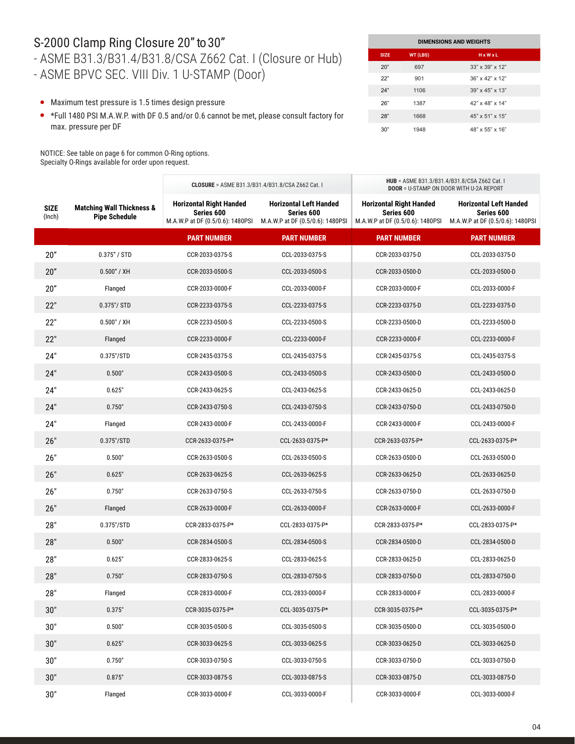# S-2000 Clamp Ring Closure 20" to 30"

- ASME B31.3/B31.4/B31.8/CSA Z662 Cat. I (Closure or Hub)
- ASME BPVC SEC. VIII Div. 1 U-STAMP (Door)

| DIMENSIONS AND WEIGHTS | | |
|---|---|---|
| SIZE | WT (LBS) | H x W x L |
| 20" | 697 | 33" x 39" x 12" |
| 22" | 901 | 36" x 42" x 12" |
| 24" | 1106 | 39" x 45" x 13" |
| 26" | 1387 | 42" x 48" x 14" |
| 28" | 1668 | 45" x 51" x 15" |
| 30" | 1948 | 48" x 55" x 16" |

- Maximum test pressure is 1.5 times design pressure
- *Full 1480 PSI M.A.W.P. with DF 0.5 and/or 0.6 cannot be met, please consult factory for max. pressure per DF

NOTICE: See table on page 6 for common O-Ring options.
Specialty O-Rings available for order upon request.

| SIZE (Inch) | Matching Wall Thickness & Pipe Schedule | CLOSURE = ASME B31.3/B31.4/B31.8/CSA Z662 Cat. I | | HUB = ASME B31.3/B31.4/B31.8/CSA Z662 Cat. I DOOR = U-STAMP ON DOOR WITH U-2A REPORT | |
|---|---|---|---|---|---|
| | | Horizontal Right Handed Series 600 M.A.W.P at DF (0.5/0.6): 1480PSI | Horizontal Left Handed Series 600 M.A.W.P at DF (0.5/0.6): 1480PSI | Horizontal Right Handed Series 600 M.A.W.P at DF (0.5/0.6): 1480PSI | Horizontal Left Handed Series 600 M.A.W.P at DF (0.5/0.6): 1480PSI |
| | | PART NUMBER | PART NUMBER | PART NUMBER | PART NUMBER |
| 20" | 0.375" / STD | CCR-2033-0375-S | CCL-2033-0375-S | CCR-2033-0375-D | CCL-2033-0375-D |
| 20" | 0.500" / XH | CCR-2033-0500-S | CCL-2033-0500-S | CCR-2033-0500-D | CCL-2033-0500-D |
| 20" | Flanged | CCR-2033-0000-F | CCL-2033-0000-F | CCR-2033-0000-F | CCL-2033-0000-F |
| 22" | 0.375"/ STD | CCR-2233-0375-S | CCL-2233-0375-S | CCR-2233-0375-D | CCL-2233-0375-D |
| 22" | 0.500" / XH | CCR-2233-0500-S | CCL-2233-0500-S | CCR-2233-0500-D | CCL-2233-0500-D |
| 22" | Flanged | CCR-2233-0000-F | CCL-2233-0000-F | CCR-2233-0000-F | CCL-2233-0000-F |
| 24" | 0.375"/STD | CCR-2435-0375-S | CCL-2435-0375-S | CCR-2435-0375-S | CCL-2435-0375-S |
| 24" | 0.500" | CCR-2433-0500-S | CCL-2433-0500-S | CCR-2433-0500-D | CCL-2433-0500-D |
| 24" | 0.625" | CCR-2433-0625-S | CCL-2433-0625-S | CCR-2433-0625-D | CCL-2433-0625-D |
| 24" | 0.750" | CCR-2433-0750-S | CCL-2433-0750-S | CCR-2433-0750-D | CCL-2433-0750-D |
| 24" | Flanged | CCR-2433-0000-F | CCL-2433-0000-F | CCR-2433-0000-F | CCL-2433-0000-F |
| 26" | 0.375"/STD | CCR-2633-0375-P* | CCL-2633-0375-P* | CCR-2633-0375-P* | CCL-2633-0375-P* |
| 26" | 0.500" | CCR-2633-0500-S | CCL-2633-0500-S | CCR-2633-0500-D | CCL-2633-0500-D |
| 26" | 0.625" | CCR-2633-0625-S | CCL-2633-0625-S | CCR-2633-0625-D | CCL-2633-0625-D |
| 26" | 0.750" | CCR-2633-0750-S | CCL-2633-0750-S | CCR-2633-0750-D | CCL-2633-0750-D |
| 26" | Flanged | CCR-2633-0000-F | CCL-2633-0000-F | CCR-2633-0000-F | CCL-2633-0000-F |
| 28" | 0.375"/STD | CCR-2833-0375-P* | CCL-2833-0375-P* | CCR-2833-0375-P* | CCL-2833-0375-P* |
| 28" | 0.500" | CCR-2834-0500-S | CCL-2834-0500-S | CCR-2834-0500-D | CCL-2834-0500-D |
| 28" | 0.625" | CCR-2833-0625-S | CCL-2833-0625-S | CCR-2833-0625-D | CCL-2833-0625-D |
| 28" | 0.750" | CCR-2833-0750-S | CCL-2833-0750-S | CCR-2833-0750-D | CCL-2833-0750-D |
| 28" | Flanged | CCR-2833-0000-F | CCL-2833-0000-F | CCR-2833-0000-F | CCL-2833-0000-F |
| 30" | 0.375" | CCR-3035-0375-P* | CCL-3035-0375-P* | CCR-3035-0375-P* | CCL-3035-0375-P* |
| 30" | 0.500" | CCR-3035-0500-S | CCL-3035-0500-S | CCR-3035-0500-D | CCL-3035-0500-D |
| 30" | 0.625" | CCR-3033-0625-S | CCL-3033-0625-S | CCR-3033-0625-D | CCL-3033-0625-D |
| 30" | 0.750" | CCR-3033-0750-S | CCL-3033-0750-S | CCR-3033-0750-D | CCL-3033-0750-D |
| 30" | 0.875" | CCR-3033-0875-S | CCL-3033-0875-S | CCR-3033-0875-D | CCL-3033-0875-D |
| 30" | Flanged | CCR-3033-0000-F | CCL-3033-0000-F | CCR-3033-0000-F | CCL-3033-0000-F |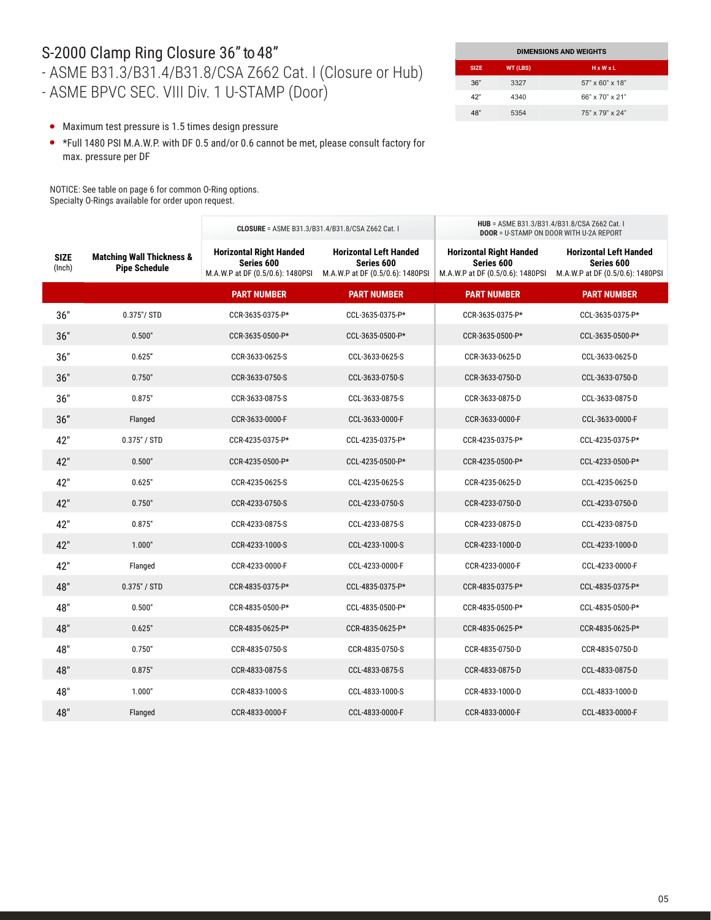# S-2000 Clamp Ring Closure 36" to 48"

- ASME B31.3/B31.4/B31.8/CSA Z662 Cat. I (Closure or Hub)
- ASME BPVC SEC. VIII Div. 1 U-STAMP (Door)

| DIMENSIONS AND WEIGHTS | | |
|---|---|---|
| SIZE | WT (LBS) | H x W x L |
| 36" | 3327 | 57" x 60" x 18" |
| 42" | 4340 | 66" x 70" x 21" |
| 48" | 5354 | 75" x 79" x 24" |

- Maximum test pressure is 1.5 times design pressure
- *Full 1480 PSI M.A.W.P. with DF 0.5 and/or 0.6 cannot be met, please consult factory for max. pressure per DF

NOTICE: See table on page 6 for common O-Ring options.
Specialty O-Rings available for order upon request.

| SIZE (Inch) | Matching Wall Thickness & Pipe Schedule | **CLOSURE** = ASME B31.3/B31.4/B31.8/CSA Z662 Cat. I | | **HUB** = ASME B31.3/B31.4/B31.8/CSA Z662 Cat. I **DOOR** = U-STAMP ON DOOR WITH U-2A REPORT | |
|---|---|---|---|---|---|
| | | **Horizontal Right Handed Series 600** M.A.W.P at DF (0.5/0.6): 1480PSI | **Horizontal Left Handed Series 600** M.A.W.P at DF (0.5/0.6): 1480PSI | **Horizontal Right Handed Series 600** M.A.W.P at DF (0.5/0.6): 1480PSI | **Horizontal Left Handed Series 600** M.A.W.P at DF (0.5/0.6): 1480PSI |
| | | **PART NUMBER** | **PART NUMBER** | **PART NUMBER** | **PART NUMBER** |
| 36" | 0.375"/ STD | CCR-3635-0375-P* | CCL-3635-0375-P* | CCR-3635-0375-P* | CCL-3635-0375-P* |
| 36" | 0.500" | CCR-3635-0500-P* | CCL-3635-0500-P* | CCR-3635-0500-P* | CCL-3635-0500-P* |
| 36" | 0.625" | CCR-3633-0625-S | CCL-3633-0625-S | CCR-3633-0625-D | CCL-3633-0625-D |
| 36" | 0.750" | CCR-3633-0750-S | CCL-3633-0750-S | CCR-3633-0750-D | CCL-3633-0750-D |
| 36" | 0.875" | CCR-3633-0875-S | CCL-3633-0875-S | CCR-3633-0875-D | CCL-3633-0875-D |
| 36" | Flanged | CCR-3633-0000-F | CCL-3633-0000-F | CCR-3633-0000-F | CCL-3633-0000-F |
| 42" | 0.375" / STD | CCR-4235-0375-P* | CCL-4235-0375-P* | CCR-4235-0375-P* | CCL-4235-0375-P* |
| 42" | 0.500" | CCR-4235-0500-P* | CCL-4235-0500-P* | CCR-4235-0500-P* | CCL-4233-0500-P* |
| 42" | 0.625" | CCR-4235-0625-S | CCL-4235-0625-S | CCR-4235-0625-D | CCL-4235-0625-D |
| 42" | 0.750" | CCR-4233-0750-S | CCL-4233-0750-S | CCR-4233-0750-D | CCL-4233-0750-D |
| 42" | 0.875" | CCR-4233-0875-S | CCL-4233-0875-S | CCR-4233-0875-D | CCL-4233-0875-D |
| 42" | 1.000" | CCR-4233-1000-S | CCL-4233-1000-S | CCR-4233-1000-D | CCL-4233-1000-D |
| 42" | Flanged | CCR-4233-0000-F | CCL-4233-0000-F | CCR-4233-0000-F | CCL-4233-0000-F |
| 48" | 0.375" / STD | CCR-4835-0375-P* | CCL-4835-0375-P* | CCR-4835-0375-P* | CCL-4835-0375-P* |
| 48" | 0.500" | CCR-4835-0500-P* | CCL-4835-0500-P* | CCR-4835-0500-P* | CCL-4835-0500-P* |
| 48" | 0.625" | CCR-4835-0625-P* | CCR-4835-0625-P* | CCR-4835-0625-P* | CCR-4835-0625-P* |
| 48" | 0.750" | CCR-4835-0750-S | CCR-4835-0750-S | CCR-4835-0750-D | CCR-4835-0750-D |
| 48" | 0.875" | CCR-4833-0875-S | CCL-4833-0875-S | CCR-4833-0875-D | CCL-4833-0875-D |
| 48" | 1.000" | CCR-4833-1000-S | CCL-4833-1000-S | CCR-4833-1000-D | CCL-4833-1000-D |
| 48" | Flanged | CCR-4833-0000-F | CCL-4833-0000-F | CCR-4833-0000-F | CCL-4833-0000-F |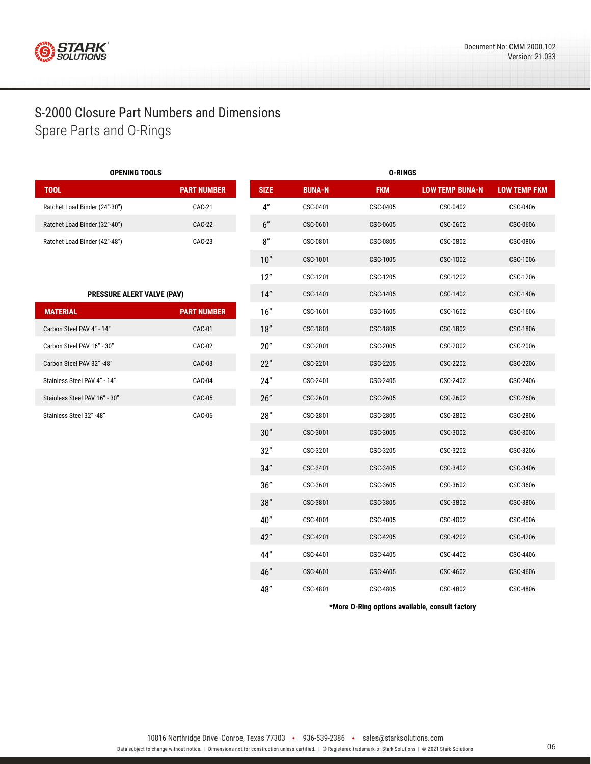# S-2000 Closure Part Numbers and Dimensions

## Spare Parts and O-Rings

### OPENING TOOLS

| TOOL | PART NUMBER |
|---|---|
| Ratchet Load Binder (24"-30") | CAC-21 |
| Ratchet Load Binder (32"-40") | CAC-22 |
| Ratchet Load Binder (42"-48") | CAC-23 |

### PRESSURE ALERT VALVE (PAV)

| MATERIAL | PART NUMBER |
|---|---|
| Carbon Steel PAV 4" - 14" | CAC-01 |
| Carbon Steel PAV 16" - 30" | CAC-02 |
| Carbon Steel PAV 32" -48" | CAC-03 |
| Stainless Steel PAV 4" - 14" | CAC-04 |
| Stainless Steel PAV 16" - 30" | CAC-05 |
| Stainless Steel 32" -48" | CAC-06 |

### O-RINGS

| SIZE | BUNA-N | FKM | LOW TEMP BUNA-N | LOW TEMP FKM |
|---|---|---|---|---|
| 4" | CSC-0401 | CSC-0405 | CSC-0402 | CSC-0406 |
| 6" | CSC-0601 | CSC-0605 | CSC-0602 | CSC-0606 |
| 8" | CSC-0801 | CSC-0805 | CSC-0802 | CSC-0806 |
| 10" | CSC-1001 | CSC-1005 | CSC-1002 | CSC-1006 |
| 12" | CSC-1201 | CSC-1205 | CSC-1202 | CSC-1206 |
| 14" | CSC-1401 | CSC-1405 | CSC-1402 | CSC-1406 |
| 16" | CSC-1601 | CSC-1605 | CSC-1602 | CSC-1606 |
| 18" | CSC-1801 | CSC-1805 | CSC-1802 | CSC-1806 |
| 20" | CSC-2001 | CSC-2005 | CSC-2002 | CSC-2006 |
| 22" | CSC-2201 | CSC-2205 | CSC-2202 | CSC-2206 |
| 24" | CSC-2401 | CSC-2405 | CSC-2402 | CSC-2406 |
| 26" | CSC-2601 | CSC-2605 | CSC-2602 | CSC-2606 |
| 28" | CSC-2801 | CSC-2805 | CSC-2802 | CSC-2806 |
| 30" | CSC-3001 | CSC-3005 | CSC-3002 | CSC-3006 |
| 32" | CSC-3201 | CSC-3205 | CSC-3202 | CSC-3206 |
| 34" | CSC-3401 | CSC-3405 | CSC-3402 | CSC-3406 |
| 36" | CSC-3601 | CSC-3605 | CSC-3602 | CSC-3606 |
| 38" | CSC-3801 | CSC-3805 | CSC-3802 | CSC-3806 |
| 40" | CSC-4001 | CSC-4005 | CSC-4002 | CSC-4006 |
| 42" | CSC-4201 | CSC-4205 | CSC-4202 | CSC-4206 |
| 44" | CSC-4401 | CSC-4405 | CSC-4402 | CSC-4406 |
| 46" | CSC-4601 | CSC-4605 | CSC-4602 | CSC-4606 |
| 48" | CSC-4801 | CSC-4805 | CSC-4802 | CSC-4806 |

**\*More O-Ring options available, consult factory**